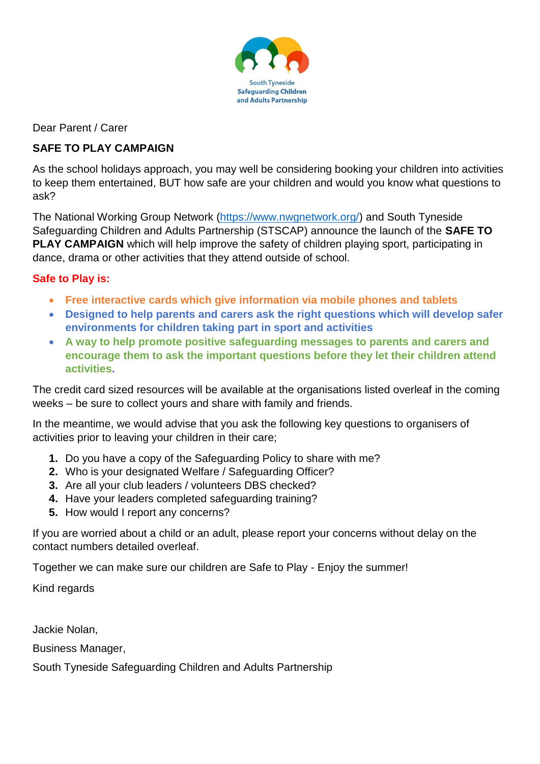South Tyneside
**Safeguarding Children and Adults Partnership**

Dear Parent / Carer

**SAFE TO PLAY CAMPAIGN**

As the school holidays approach, you may well be considering booking your children into activities to keep them entertained, BUT how safe are your children and would you know what questions to ask?

The National Working Group Network (https://www.nwgnetwork.org/) and South Tyneside Safeguarding Children and Adults Partnership (STSCAP) announce the launch of the **SAFE TO PLAY CAMPAIGN** which will help improve the safety of children playing sport, participating in dance, drama or other activities that they attend outside of school.

**Safe to Play is:**

- **Free interactive cards which give information via mobile phones and tablets**
- **Designed to help parents and carers ask the right questions which will develop safer environments for children taking part in sport and activities**
- **A way to help promote positive safeguarding messages to parents and carers and encourage them to ask the important questions before they let their children attend activities.**

The credit card sized resources will be available at the organisations listed overleaf in the coming weeks – be sure to collect yours and share with family and friends.

In the meantime, we would advise that you ask the following key questions to organisers of activities prior to leaving your children in their care;

1. Do you have a copy of the Safeguarding Policy to share with me?
2. Who is your designated Welfare / Safeguarding Officer?
3. Are all your club leaders / volunteers DBS checked?
4. Have your leaders completed safeguarding training?
5. How would I report any concerns?

If you are worried about a child or an adult, please report your concerns without delay on the contact numbers detailed overleaf.

Together we can make sure our children are Safe to Play - Enjoy the summer!

Kind regards

Jackie Nolan,

Business Manager,

South Tyneside Safeguarding Children and Adults Partnership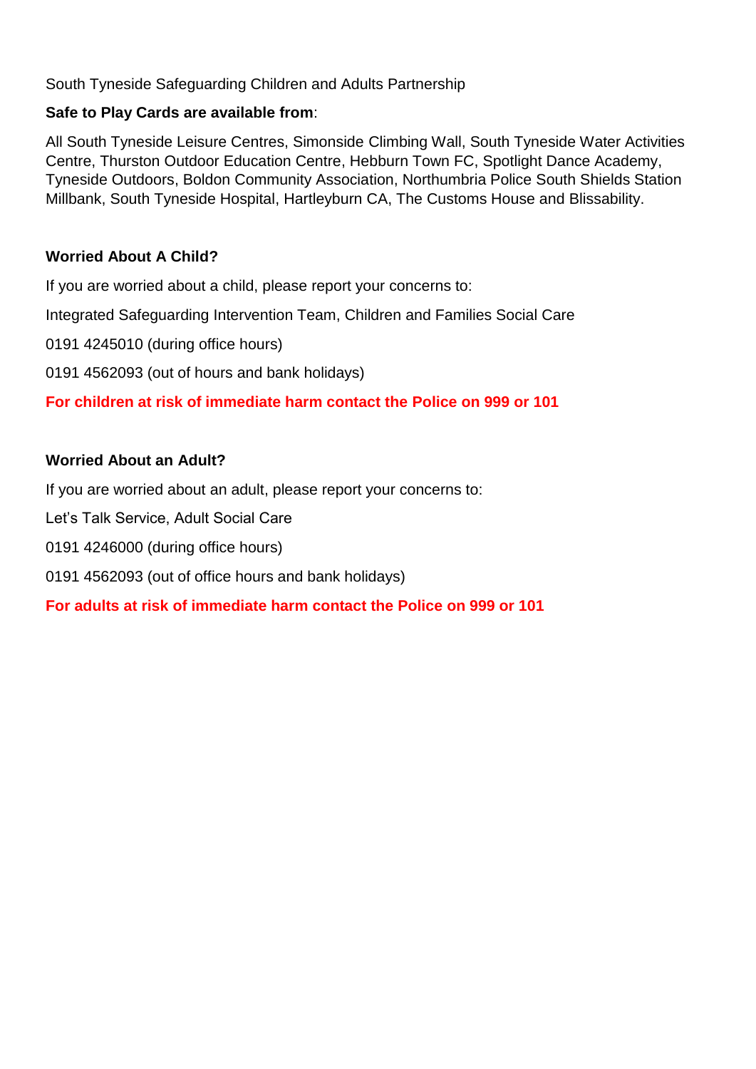South Tyneside Safeguarding Children and Adults Partnership

**Safe to Play Cards are available from**:

All South Tyneside Leisure Centres, Simonside Climbing Wall, South Tyneside Water Activities Centre, Thurston Outdoor Education Centre, Hebburn Town FC, Spotlight Dance Academy, Tyneside Outdoors, Boldon Community Association, Northumbria Police South Shields Station Millbank, South Tyneside Hospital, Hartleyburn CA, The Customs House and Blissability.

**Worried About A Child?**

If you are worried about a child, please report your concerns to:

Integrated Safeguarding Intervention Team, Children and Families Social Care

0191 4245010 (during office hours)

0191 4562093 (out of hours and bank holidays)

**For children at risk of immediate harm contact the Police on 999 or 101**

**Worried About an Adult?**

If you are worried about an adult, please report your concerns to:

Let's Talk Service, Adult Social Care

0191 4246000 (during office hours)

0191 4562093 (out of office hours and bank holidays)

**For adults at risk of immediate harm contact the Police on 999 or 101**